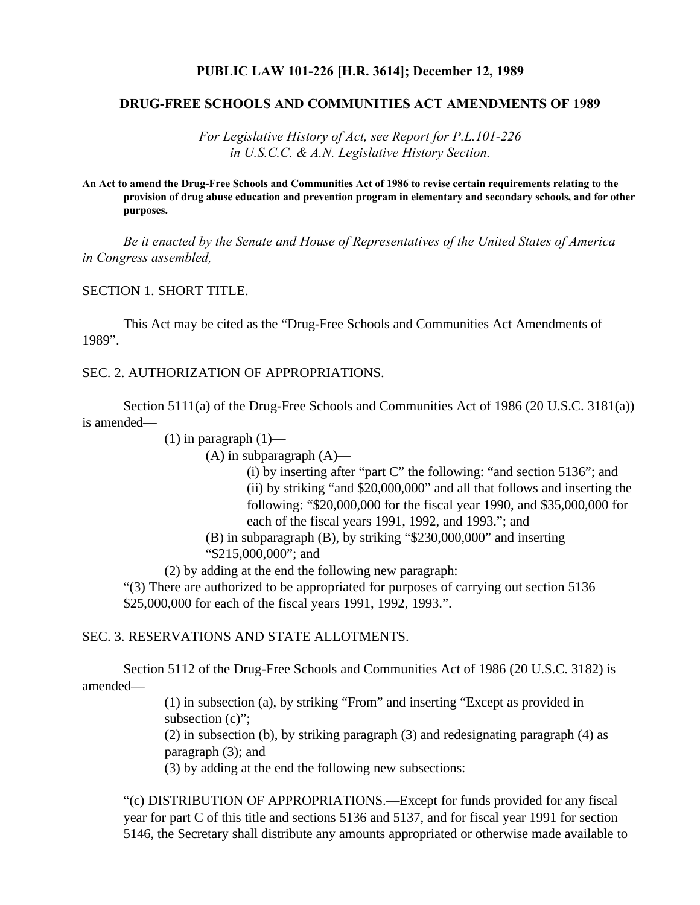**PUBLIC LAW 101-226 [H.R. 3614]; December 12, 1989**

**DRUG-FREE SCHOOLS AND COMMUNITIES ACT AMENDMENTS OF 1989**

*For Legislative History of Act, see Report for P.L.101-226 in U.S.C.C. & A.N. Legislative History Section.*

**An Act to amend the Drug-Free Schools and Communities Act of 1986 to revise certain requirements relating to the provision of drug abuse education and prevention program in elementary and secondary schools, and for other purposes.**

*Be it enacted by the Senate and House of Representatives of the United States of America in Congress assembled,*

SECTION 1. SHORT TITLE.

This Act may be cited as the "Drug-Free Schools and Communities Act Amendments of 1989".

SEC. 2. AUTHORIZATION OF APPROPRIATIONS.

Section 5111(a) of the Drug-Free Schools and Communities Act of 1986 (20 U.S.C. 3181(a)) is amended—

(1) in paragraph (1)—

(A) in subparagraph (A)—

(i) by inserting after "part C" the following: "and section 5136"; and

(ii) by striking "and $20,000,000" and all that follows and inserting the following: "$20,000,000 for the fiscal year 1990, and $35,000,000 for each of the fiscal years 1991, 1992, and 1993."; and

(B) in subparagraph (B), by striking "$230,000,000" and inserting "$215,000,000"; and

(2) by adding at the end the following new paragraph:

"(3) There are authorized to be appropriated for purposes of carrying out section 5136 $25,000,000 for each of the fiscal years 1991, 1992, 1993.".

SEC. 3. RESERVATIONS AND STATE ALLOTMENTS.

Section 5112 of the Drug-Free Schools and Communities Act of 1986 (20 U.S.C. 3182) is amended—

(1) in subsection (a), by striking "From" and inserting "Except as provided in subsection (c)";

(2) in subsection (b), by striking paragraph (3) and redesignating paragraph (4) as paragraph (3); and

(3) by adding at the end the following new subsections:

"(c) DISTRIBUTION OF APPROPRIATIONS.—Except for funds provided for any fiscal year for part C of this title and sections 5136 and 5137, and for fiscal year 1991 for section 5146, the Secretary shall distribute any amounts appropriated or otherwise made available to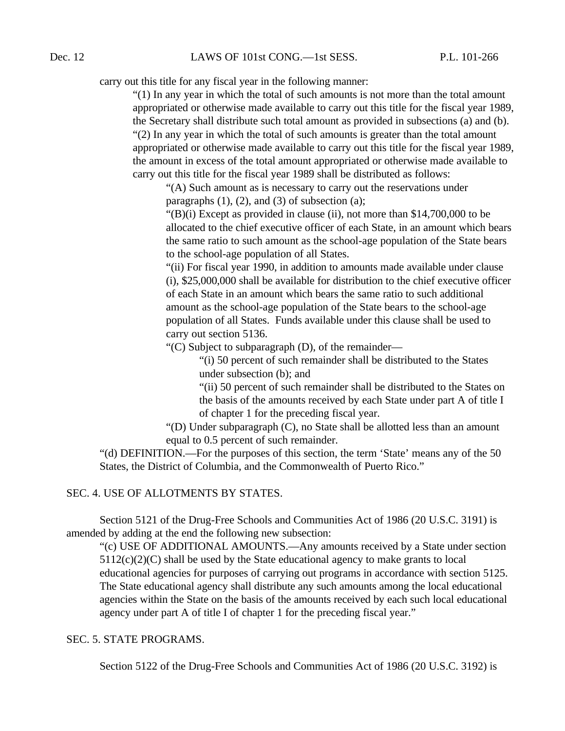carry out this title for any fiscal year in the following manner:

"(1) In any year in which the total of such amounts is not more than the total amount appropriated or otherwise made available to carry out this title for the fiscal year 1989, the Secretary shall distribute such total amount as provided in subsections (a) and (b).

"(2) In any year in which the total of such amounts is greater than the total amount appropriated or otherwise made available to carry out this title for the fiscal year 1989, the amount in excess of the total amount appropriated or otherwise made available to carry out this title for the fiscal year 1989 shall be distributed as follows:

"(A) Such amount as is necessary to carry out the reservations under paragraphs (1), (2), and (3) of subsection (a);

"(B)(i) Except as provided in clause (ii), not more than $14,700,000 to be allocated to the chief executive officer of each State, in an amount which bears the same ratio to such amount as the school-age population of the State bears to the school-age population of all States.

"(ii) For fiscal year 1990, in addition to amounts made available under clause (i), $25,000,000 shall be available for distribution to the chief executive officer of each State in an amount which bears the same ratio to such additional amount as the school-age population of the State bears to the school-age population of all States. Funds available under this clause shall be used to carry out section 5136.

"(C) Subject to subparagraph (D), of the remainder—

"(i) 50 percent of such remainder shall be distributed to the States under subsection (b); and

"(ii) 50 percent of such remainder shall be distributed to the States on the basis of the amounts received by each State under part A of title I of chapter 1 for the preceding fiscal year.

"(D) Under subparagraph (C), no State shall be allotted less than an amount equal to 0.5 percent of such remainder.

"(d) DEFINITION.—For the purposes of this section, the term 'State' means any of the 50 States, the District of Columbia, and the Commonwealth of Puerto Rico."

## SEC. 4. USE OF ALLOTMENTS BY STATES.

Section 5121 of the Drug-Free Schools and Communities Act of 1986 (20 U.S.C. 3191) is amended by adding at the end the following new subsection:

"(c) USE OF ADDITIONAL AMOUNTS.—Any amounts received by a State under section 5112(c)(2)(C) shall be used by the State educational agency to make grants to local educational agencies for purposes of carrying out programs in accordance with section 5125. The State educational agency shall distribute any such amounts among the local educational agencies within the State on the basis of the amounts received by each such local educational agency under part A of title I of chapter 1 for the preceding fiscal year."

## SEC. 5. STATE PROGRAMS.

Section 5122 of the Drug-Free Schools and Communities Act of 1986 (20 U.S.C. 3192) is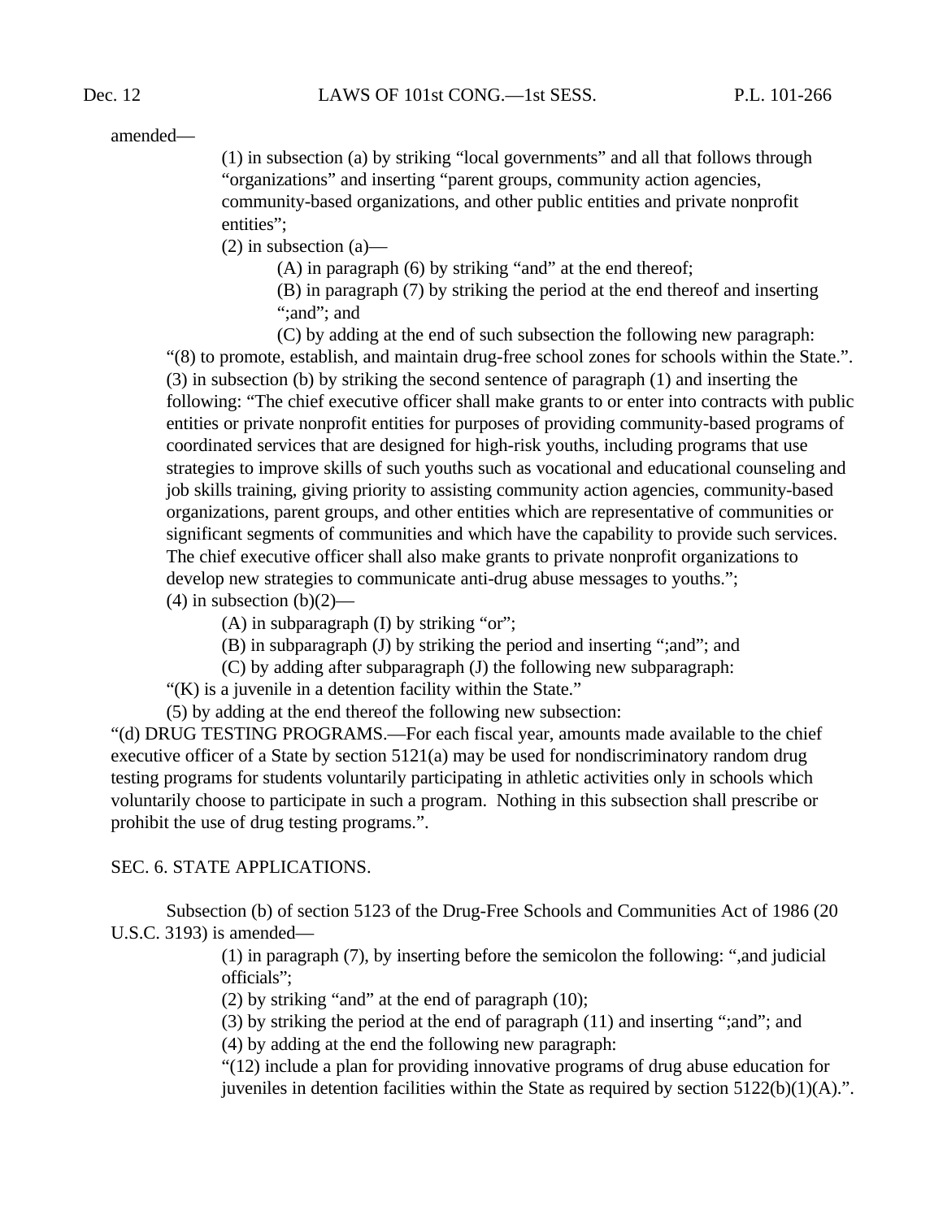amended—

(1) in subsection (a) by striking "local governments" and all that follows through "organizations" and inserting "parent groups, community action agencies, community-based organizations, and other public entities and private nonprofit entities";

(2) in subsection (a)—

(A) in paragraph (6) by striking "and" at the end thereof;

(B) in paragraph (7) by striking the period at the end thereof and inserting ";and"; and

(C) by adding at the end of such subsection the following new paragraph:

"(8) to promote, establish, and maintain drug-free school zones for schools within the State.".

(3) in subsection (b) by striking the second sentence of paragraph (1) and inserting the following: "The chief executive officer shall make grants to or enter into contracts with public entities or private nonprofit entities for purposes of providing community-based programs of coordinated services that are designed for high-risk youths, including programs that use strategies to improve skills of such youths such as vocational and educational counseling and job skills training, giving priority to assisting community action agencies, community-based organizations, parent groups, and other entities which are representative of communities or significant segments of communities and which have the capability to provide such services. The chief executive officer shall also make grants to private nonprofit organizations to develop new strategies to communicate anti-drug abuse messages to youths.";

(4) in subsection (b)(2)—

(A) in subparagraph (I) by striking "or";

(B) in subparagraph (J) by striking the period and inserting ";and"; and

(C) by adding after subparagraph (J) the following new subparagraph:

"(K) is a juvenile in a detention facility within the State."

(5) by adding at the end thereof the following new subsection:

"(d) DRUG TESTING PROGRAMS.—For each fiscal year, amounts made available to the chief executive officer of a State by section 5121(a) may be used for nondiscriminatory random drug testing programs for students voluntarily participating in athletic activities only in schools which voluntarily choose to participate in such a program. Nothing in this subsection shall prescribe or prohibit the use of drug testing programs.".

SEC. 6. STATE APPLICATIONS.

Subsection (b) of section 5123 of the Drug-Free Schools and Communities Act of 1986 (20 U.S.C. 3193) is amended—

(1) in paragraph (7), by inserting before the semicolon the following: ",and judicial officials";

(2) by striking "and" at the end of paragraph (10);

(3) by striking the period at the end of paragraph (11) and inserting ";and"; and

(4) by adding at the end the following new paragraph:

"(12) include a plan for providing innovative programs of drug abuse education for juveniles in detention facilities within the State as required by section 5122(b)(1)(A).".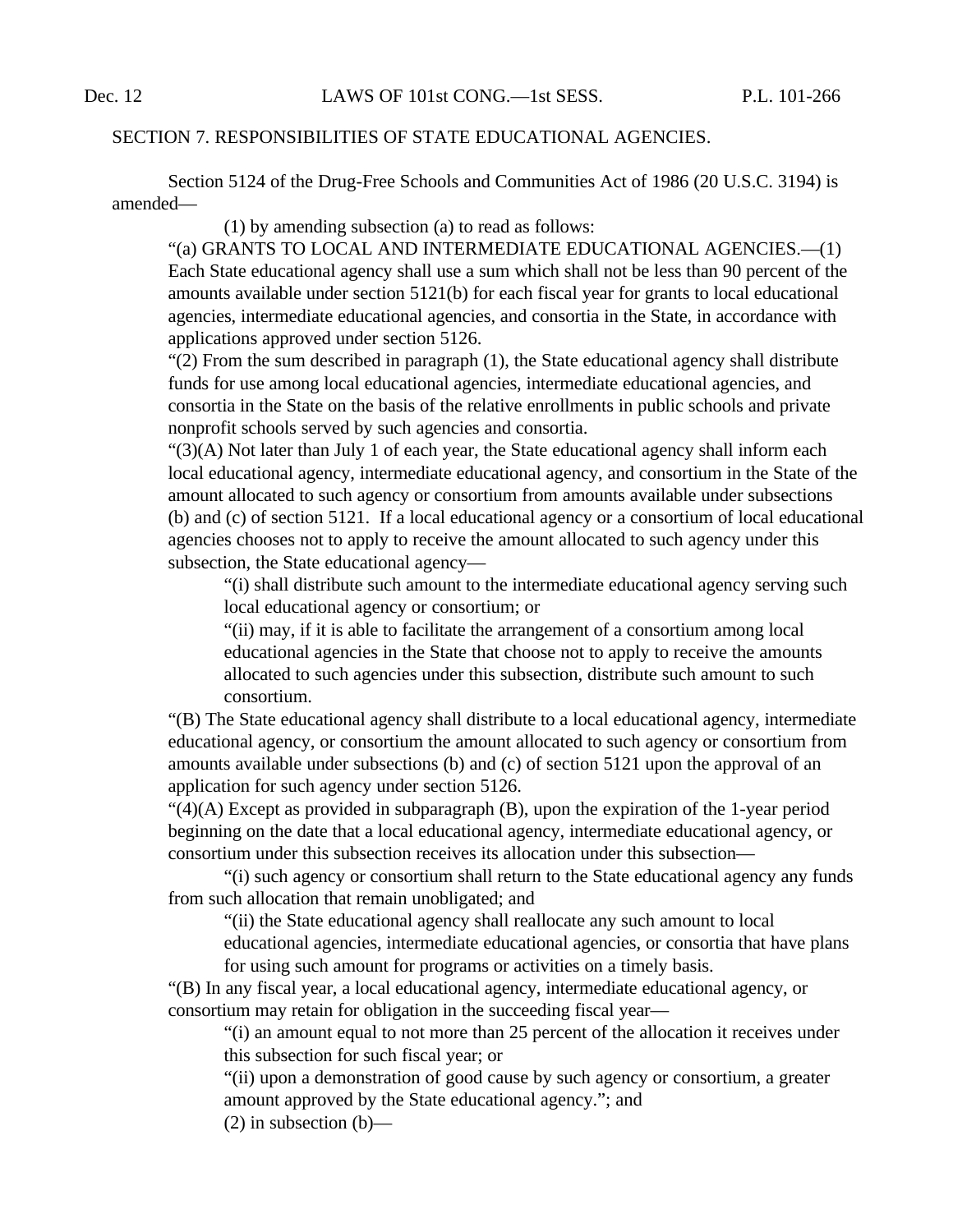SECTION 7. RESPONSIBILITIES OF STATE EDUCATIONAL AGENCIES.

Section 5124 of the Drug-Free Schools and Communities Act of 1986 (20 U.S.C. 3194) is amended—

(1) by amending subsection (a) to read as follows:

"(a) GRANTS TO LOCAL AND INTERMEDIATE EDUCATIONAL AGENCIES.—(1) Each State educational agency shall use a sum which shall not be less than 90 percent of the amounts available under section 5121(b) for each fiscal year for grants to local educational agencies, intermediate educational agencies, and consortia in the State, in accordance with applications approved under section 5126.

"(2) From the sum described in paragraph (1), the State educational agency shall distribute funds for use among local educational agencies, intermediate educational agencies, and consortia in the State on the basis of the relative enrollments in public schools and private nonprofit schools served by such agencies and consortia.

"(3)(A) Not later than July 1 of each year, the State educational agency shall inform each local educational agency, intermediate educational agency, and consortium in the State of the amount allocated to such agency or consortium from amounts available under subsections (b) and (c) of section 5121. If a local educational agency or a consortium of local educational agencies chooses not to apply to receive the amount allocated to such agency under this subsection, the State educational agency—

"(i) shall distribute such amount to the intermediate educational agency serving such local educational agency or consortium; or

"(ii) may, if it is able to facilitate the arrangement of a consortium among local educational agencies in the State that choose not to apply to receive the amounts allocated to such agencies under this subsection, distribute such amount to such consortium.

"(B) The State educational agency shall distribute to a local educational agency, intermediate educational agency, or consortium the amount allocated to such agency or consortium from amounts available under subsections (b) and (c) of section 5121 upon the approval of an application for such agency under section 5126.

"(4)(A) Except as provided in subparagraph (B), upon the expiration of the 1-year period beginning on the date that a local educational agency, intermediate educational agency, or consortium under this subsection receives its allocation under this subsection—

"(i) such agency or consortium shall return to the State educational agency any funds from such allocation that remain unobligated; and

"(ii) the State educational agency shall reallocate any such amount to local educational agencies, intermediate educational agencies, or consortia that have plans for using such amount for programs or activities on a timely basis.

"(B) In any fiscal year, a local educational agency, intermediate educational agency, or consortium may retain for obligation in the succeeding fiscal year—

"(i) an amount equal to not more than 25 percent of the allocation it receives under this subsection for such fiscal year; or

"(ii) upon a demonstration of good cause by such agency or consortium, a greater amount approved by the State educational agency."; and

(2) in subsection (b)—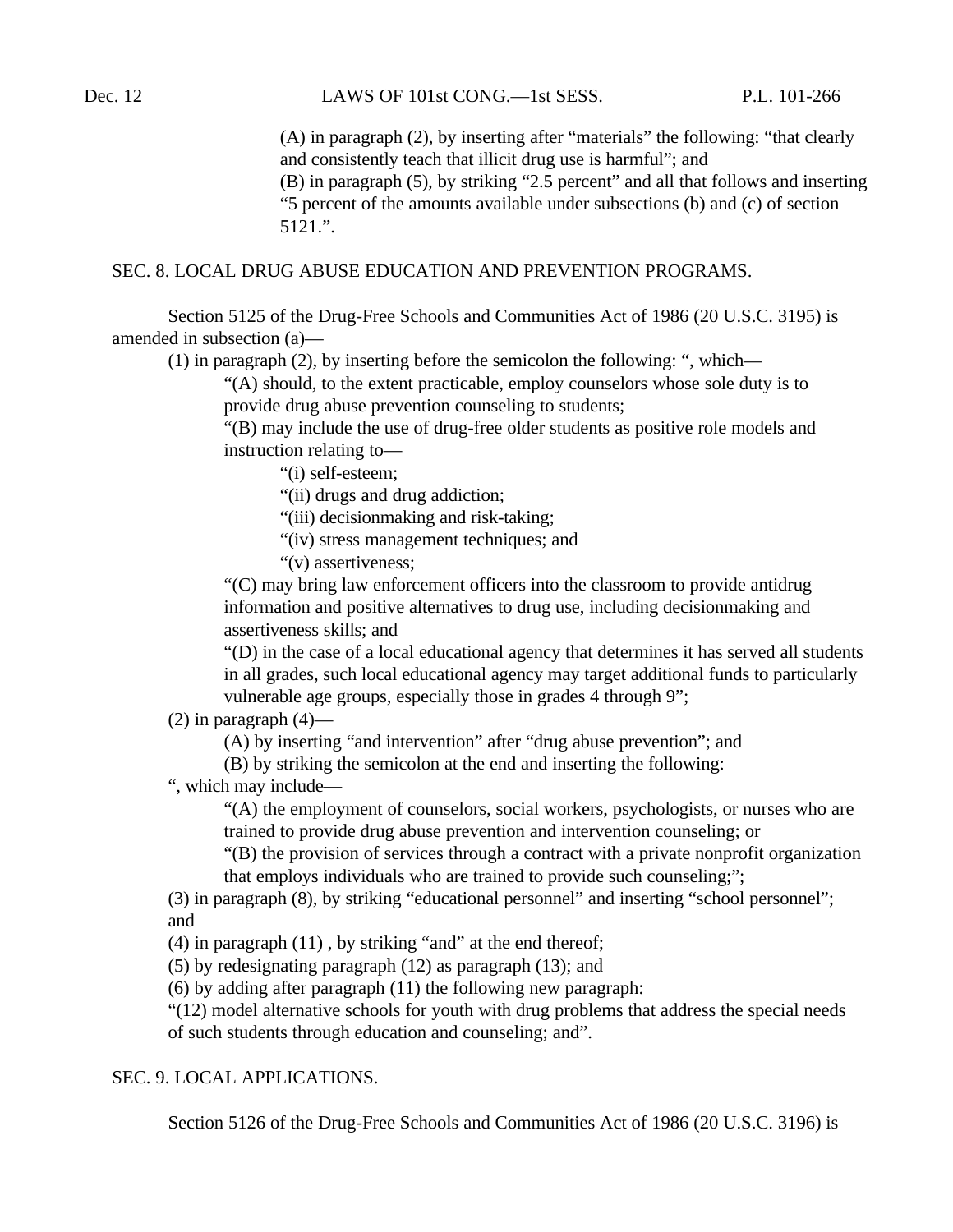(A) in paragraph (2), by inserting after “materials” the following: “that clearly and consistently teach that illicit drug use is harmful”; and

(B) in paragraph (5), by striking “2.5 percent” and all that follows and inserting “5 percent of the amounts available under subsections (b) and (c) of section 5121.”.

## SEC. 8. LOCAL DRUG ABUSE EDUCATION AND PREVENTION PROGRAMS.

Section 5125 of the Drug-Free Schools and Communities Act of 1986 (20 U.S.C. 3195) is amended in subsection (a)—

(1) in paragraph (2), by inserting before the semicolon the following: “, which—

“(A) should, to the extent practicable, employ counselors whose sole duty is to provide drug abuse prevention counseling to students;

“(B) may include the use of drug-free older students as positive role models and instruction relating to—

“(i) self-esteem;

“(ii) drugs and drug addiction;

“(iii) decisionmaking and risk-taking;

“(iv) stress management techniques; and

“(v) assertiveness;

“(C) may bring law enforcement officers into the classroom to provide antidrug information and positive alternatives to drug use, including decisionmaking and assertiveness skills; and

“(D) in the case of a local educational agency that determines it has served all students in all grades, such local educational agency may target additional funds to particularly vulnerable age groups, especially those in grades 4 through 9”;

(2) in paragraph (4)—

(A) by inserting “and intervention” after “drug abuse prevention”; and

(B) by striking the semicolon at the end and inserting the following:

“, which may include—

“(A) the employment of counselors, social workers, psychologists, or nurses who are trained to provide drug abuse prevention and intervention counseling; or

“(B) the provision of services through a contract with a private nonprofit organization that employs individuals who are trained to provide such counseling;”;

(3) in paragraph (8), by striking “educational personnel” and inserting “school personnel”; and

(4) in paragraph (11) , by striking “and” at the end thereof;

(5) by redesignating paragraph (12) as paragraph (13); and

(6) by adding after paragraph (11) the following new paragraph:

“(12) model alternative schools for youth with drug problems that address the special needs of such students through education and counseling; and”.

## SEC. 9. LOCAL APPLICATIONS.

Section 5126 of the Drug-Free Schools and Communities Act of 1986 (20 U.S.C. 3196) is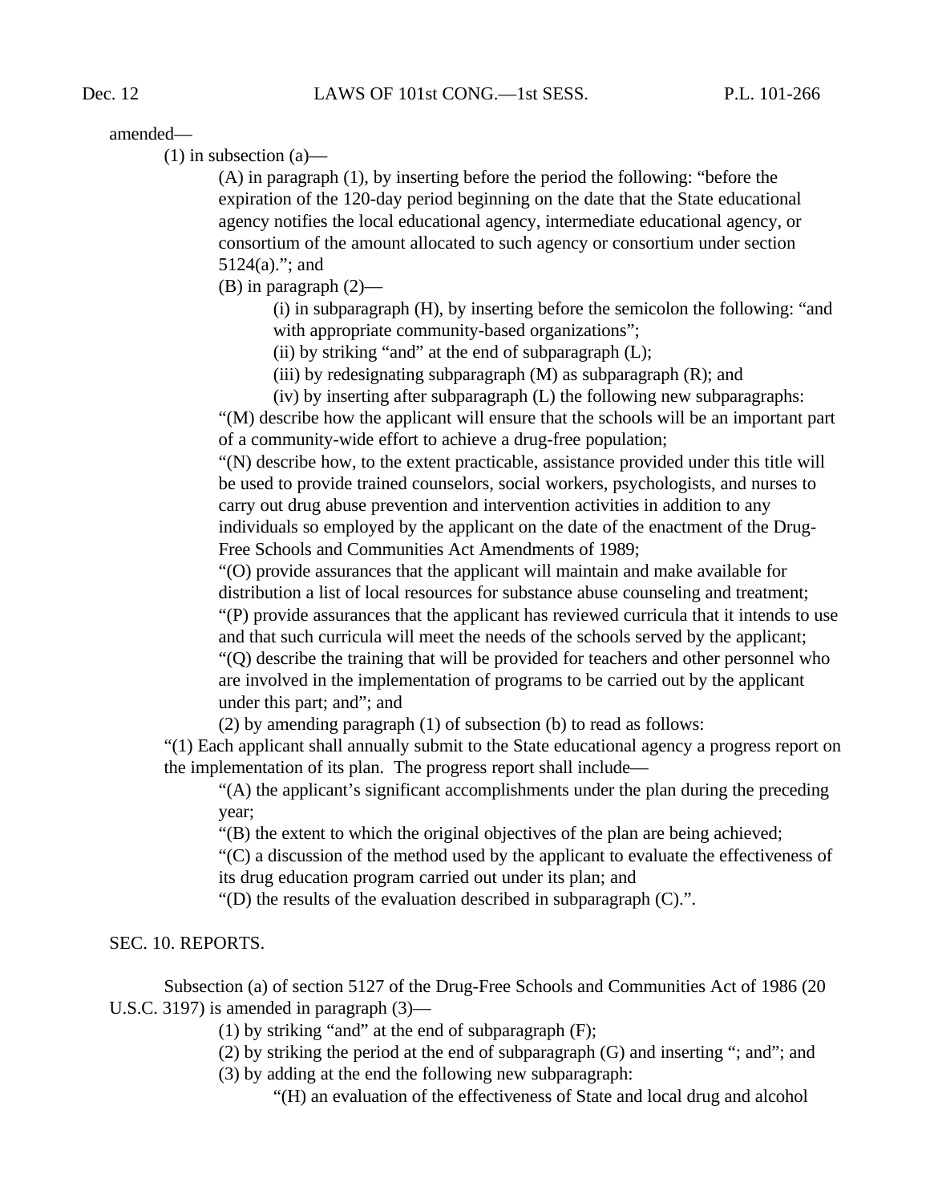amended—

(1) in subsection (a)—

(A) in paragraph (1), by inserting before the period the following: "before the expiration of the 120-day period beginning on the date that the State educational agency notifies the local educational agency, intermediate educational agency, or consortium of the amount allocated to such agency or consortium under section 5124(a)."; and

(B) in paragraph (2)—

(i) in subparagraph (H), by inserting before the semicolon the following: "and with appropriate community-based organizations";

(ii) by striking "and" at the end of subparagraph (L);

(iii) by redesignating subparagraph (M) as subparagraph (R); and

(iv) by inserting after subparagraph (L) the following new subparagraphs:

"(M) describe how the applicant will ensure that the schools will be an important part of a community-wide effort to achieve a drug-free population;

"(N) describe how, to the extent practicable, assistance provided under this title will be used to provide trained counselors, social workers, psychologists, and nurses to carry out drug abuse prevention and intervention activities in addition to any individuals so employed by the applicant on the date of the enactment of the Drug-Free Schools and Communities Act Amendments of 1989;

"(O) provide assurances that the applicant will maintain and make available for distribution a list of local resources for substance abuse counseling and treatment;

"(P) provide assurances that the applicant has reviewed curricula that it intends to use and that such curricula will meet the needs of the schools served by the applicant;

"(Q) describe the training that will be provided for teachers and other personnel who are involved in the implementation of programs to be carried out by the applicant under this part; and"; and

(2) by amending paragraph (1) of subsection (b) to read as follows:

"(1) Each applicant shall annually submit to the State educational agency a progress report on the implementation of its plan. The progress report shall include—

"(A) the applicant's significant accomplishments under the plan during the preceding year;

"(B) the extent to which the original objectives of the plan are being achieved;

"(C) a discussion of the method used by the applicant to evaluate the effectiveness of its drug education program carried out under its plan; and

"(D) the results of the evaluation described in subparagraph (C).".

SEC. 10. REPORTS.

Subsection (a) of section 5127 of the Drug-Free Schools and Communities Act of 1986 (20 U.S.C. 3197) is amended in paragraph (3)—

(1) by striking "and" at the end of subparagraph (F);

(2) by striking the period at the end of subparagraph (G) and inserting "; and"; and

(3) by adding at the end the following new subparagraph:

"(H) an evaluation of the effectiveness of State and local drug and alcohol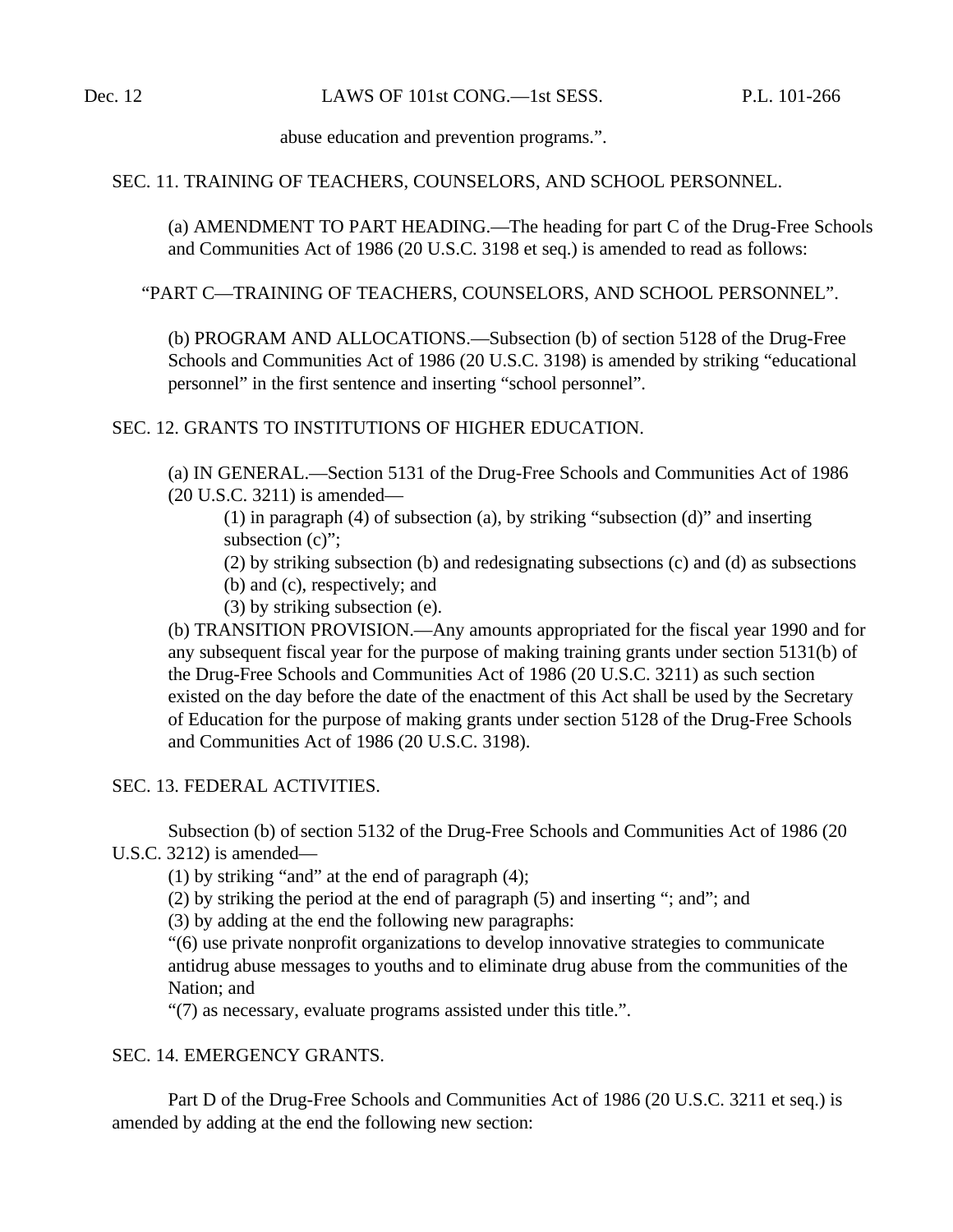abuse education and prevention programs.".

SEC. 11. TRAINING OF TEACHERS, COUNSELORS, AND SCHOOL PERSONNEL.

(a) AMENDMENT TO PART HEADING.—The heading for part C of the Drug-Free Schools and Communities Act of 1986 (20 U.S.C. 3198 et seq.) is amended to read as follows:

"PART C—TRAINING OF TEACHERS, COUNSELORS, AND SCHOOL PERSONNEL".

(b) PROGRAM AND ALLOCATIONS.—Subsection (b) of section 5128 of the Drug-Free Schools and Communities Act of 1986 (20 U.S.C. 3198) is amended by striking "educational personnel" in the first sentence and inserting "school personnel".

SEC. 12. GRANTS TO INSTITUTIONS OF HIGHER EDUCATION.

(a) IN GENERAL.—Section 5131 of the Drug-Free Schools and Communities Act of 1986 (20 U.S.C. 3211) is amended—

(1) in paragraph (4) of subsection (a), by striking "subsection (d)" and inserting subsection (c)";

(2) by striking subsection (b) and redesignating subsections (c) and (d) as subsections (b) and (c), respectively; and

(3) by striking subsection (e).

(b) TRANSITION PROVISION.—Any amounts appropriated for the fiscal year 1990 and for any subsequent fiscal year for the purpose of making training grants under section 5131(b) of the Drug-Free Schools and Communities Act of 1986 (20 U.S.C. 3211) as such section existed on the day before the date of the enactment of this Act shall be used by the Secretary of Education for the purpose of making grants under section 5128 of the Drug-Free Schools and Communities Act of 1986 (20 U.S.C. 3198).

SEC. 13. FEDERAL ACTIVITIES.

Subsection (b) of section 5132 of the Drug-Free Schools and Communities Act of 1986 (20 U.S.C. 3212) is amended—

(1) by striking "and" at the end of paragraph (4);

(2) by striking the period at the end of paragraph (5) and inserting "; and"; and

(3) by adding at the end the following new paragraphs:

"(6) use private nonprofit organizations to develop innovative strategies to communicate antidrug abuse messages to youths and to eliminate drug abuse from the communities of the Nation; and

"(7) as necessary, evaluate programs assisted under this title.".

SEC. 14. EMERGENCY GRANTS.

Part D of the Drug-Free Schools and Communities Act of 1986 (20 U.S.C. 3211 et seq.) is amended by adding at the end the following new section: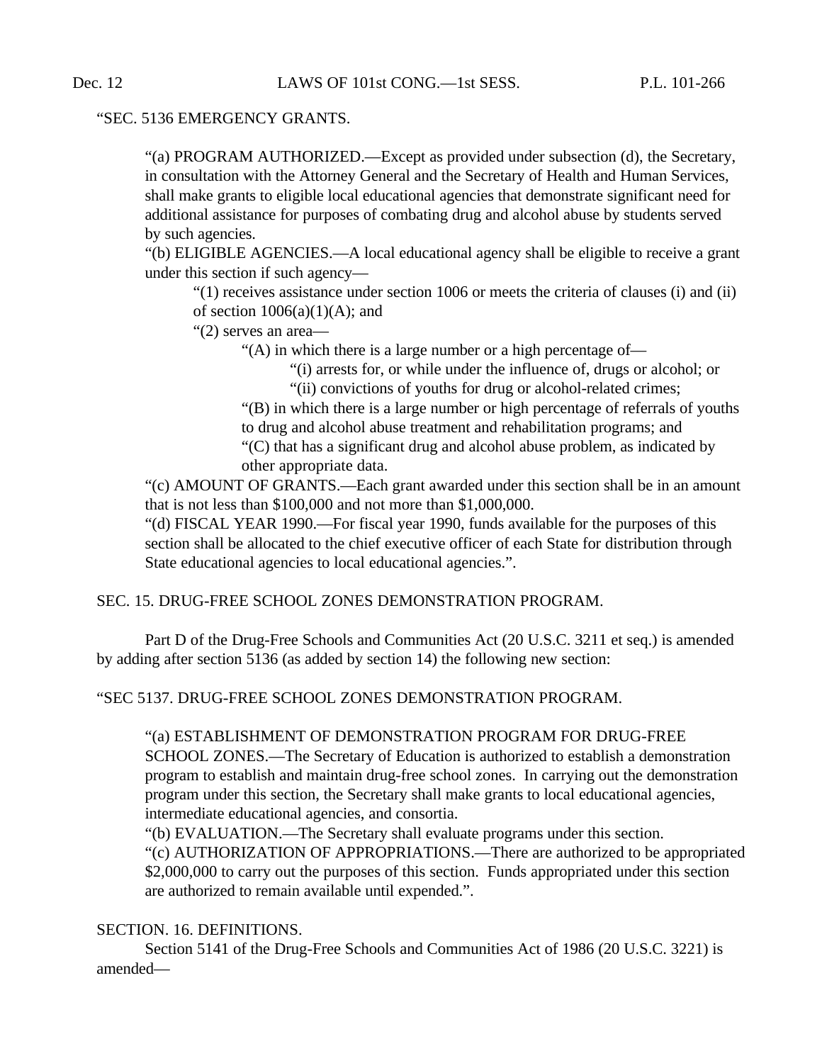"SEC. 5136 EMERGENCY GRANTS.

"(a) PROGRAM AUTHORIZED.—Except as provided under subsection (d), the Secretary, in consultation with the Attorney General and the Secretary of Health and Human Services, shall make grants to eligible local educational agencies that demonstrate significant need for additional assistance for purposes of combating drug and alcohol abuse by students served by such agencies.

"(b) ELIGIBLE AGENCIES.—A local educational agency shall be eligible to receive a grant under this section if such agency—

"(1) receives assistance under section 1006 or meets the criteria of clauses (i) and (ii) of section 1006(a)(1)(A); and

"(2) serves an area—

"(A) in which there is a large number or a high percentage of—

"(i) arrests for, or while under the influence of, drugs or alcohol; or

"(ii) convictions of youths for drug or alcohol-related crimes;

"(B) in which there is a large number or high percentage of referrals of youths to drug and alcohol abuse treatment and rehabilitation programs; and

"(C) that has a significant drug and alcohol abuse problem, as indicated by other appropriate data.

"(c) AMOUNT OF GRANTS.—Each grant awarded under this section shall be in an amount that is not less than $100,000 and not more than $1,000,000.

"(d) FISCAL YEAR 1990.—For fiscal year 1990, funds available for the purposes of this section shall be allocated to the chief executive officer of each State for distribution through State educational agencies to local educational agencies.".

SEC. 15. DRUG-FREE SCHOOL ZONES DEMONSTRATION PROGRAM.

Part D of the Drug-Free Schools and Communities Act (20 U.S.C. 3211 et seq.) is amended by adding after section 5136 (as added by section 14) the following new section:

"SEC 5137. DRUG-FREE SCHOOL ZONES DEMONSTRATION PROGRAM.

"(a) ESTABLISHMENT OF DEMONSTRATION PROGRAM FOR DRUG-FREE SCHOOL ZONES.—The Secretary of Education is authorized to establish a demonstration program to establish and maintain drug-free school zones. In carrying out the demonstration program under this section, the Secretary shall make grants to local educational agencies, intermediate educational agencies, and consortia.

"(b) EVALUATION.—The Secretary shall evaluate programs under this section.

"(c) AUTHORIZATION OF APPROPRIATIONS.—There are authorized to be appropriated $2,000,000 to carry out the purposes of this section. Funds appropriated under this section are authorized to remain available until expended.".

SECTION. 16. DEFINITIONS.

Section 5141 of the Drug-Free Schools and Communities Act of 1986 (20 U.S.C. 3221) is amended—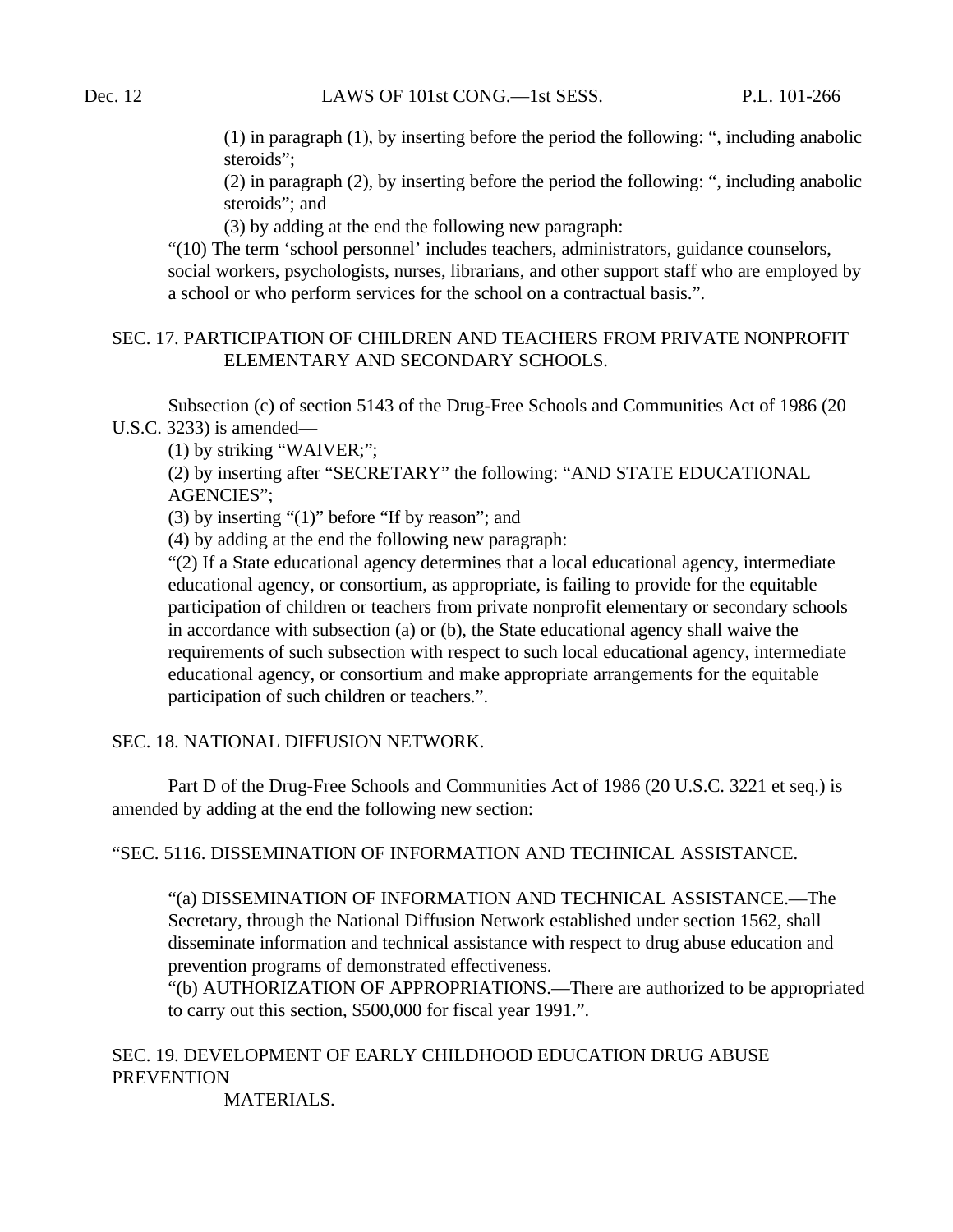(1) in paragraph (1), by inserting before the period the following: ", including anabolic steroids";

(2) in paragraph (2), by inserting before the period the following: ", including anabolic steroids"; and

(3) by adding at the end the following new paragraph:

"(10) The term 'school personnel' includes teachers, administrators, guidance counselors, social workers, psychologists, nurses, librarians, and other support staff who are employed by a school or who perform services for the school on a contractual basis.".

SEC. 17. PARTICIPATION OF CHILDREN AND TEACHERS FROM PRIVATE NONPROFIT ELEMENTARY AND SECONDARY SCHOOLS.

Subsection (c) of section 5143 of the Drug-Free Schools and Communities Act of 1986 (20 U.S.C. 3233) is amended—

(1) by striking "WAIVER;";

(2) by inserting after "SECRETARY" the following: "AND STATE EDUCATIONAL AGENCIES";

(3) by inserting "(1)" before "If by reason"; and

(4) by adding at the end the following new paragraph:

"(2) If a State educational agency determines that a local educational agency, intermediate educational agency, or consortium, as appropriate, is failing to provide for the equitable participation of children or teachers from private nonprofit elementary or secondary schools in accordance with subsection (a) or (b), the State educational agency shall waive the requirements of such subsection with respect to such local educational agency, intermediate educational agency, or consortium and make appropriate arrangements for the equitable participation of such children or teachers.".

SEC. 18. NATIONAL DIFFUSION NETWORK.

Part D of the Drug-Free Schools and Communities Act of 1986 (20 U.S.C. 3221 et seq.) is amended by adding at the end the following new section:

"SEC. 5116. DISSEMINATION OF INFORMATION AND TECHNICAL ASSISTANCE.

"(a) DISSEMINATION OF INFORMATION AND TECHNICAL ASSISTANCE.—The Secretary, through the National Diffusion Network established under section 1562, shall disseminate information and technical assistance with respect to drug abuse education and prevention programs of demonstrated effectiveness.

"(b) AUTHORIZATION OF APPROPRIATIONS.—There are authorized to be appropriated to carry out this section, $500,000 for fiscal year 1991.".

SEC. 19. DEVELOPMENT OF EARLY CHILDHOOD EDUCATION DRUG ABUSE PREVENTION MATERIALS.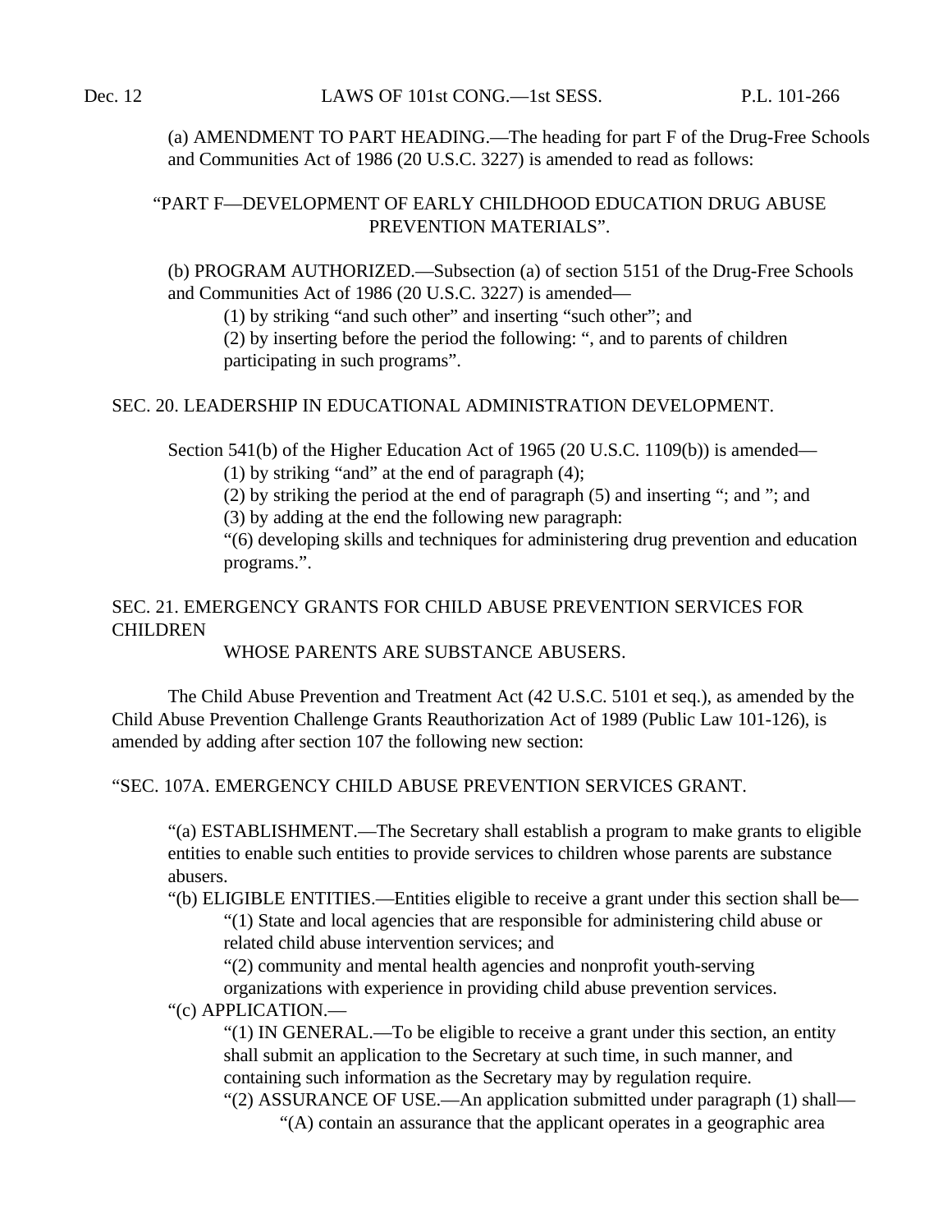(a) AMENDMENT TO PART HEADING.—The heading for part F of the Drug-Free Schools and Communities Act of 1986 (20 U.S.C. 3227) is amended to read as follows:

“PART F—DEVELOPMENT OF EARLY CHILDHOOD EDUCATION DRUG ABUSE PREVENTION MATERIALS”.

(b) PROGRAM AUTHORIZED.—Subsection (a) of section 5151 of the Drug-Free Schools and Communities Act of 1986 (20 U.S.C. 3227) is amended—

(1) by striking “and such other” and inserting “such other”; and

(2) by inserting before the period the following: “, and to parents of children participating in such programs”.

SEC. 20. LEADERSHIP IN EDUCATIONAL ADMINISTRATION DEVELOPMENT.

Section 541(b) of the Higher Education Act of 1965 (20 U.S.C. 1109(b)) is amended—

(1) by striking “and” at the end of paragraph (4);

(2) by striking the period at the end of paragraph (5) and inserting “; and ”; and

(3) by adding at the end the following new paragraph:

“(6) developing skills and techniques for administering drug prevention and education programs.”.

SEC. 21. EMERGENCY GRANTS FOR CHILD ABUSE PREVENTION SERVICES FOR CHILDREN WHOSE PARENTS ARE SUBSTANCE ABUSERS.

The Child Abuse Prevention and Treatment Act (42 U.S.C. 5101 et seq.), as amended by the Child Abuse Prevention Challenge Grants Reauthorization Act of 1989 (Public Law 101-126), is amended by adding after section 107 the following new section:

“SEC. 107A. EMERGENCY CHILD ABUSE PREVENTION SERVICES GRANT.

“(a) ESTABLISHMENT.—The Secretary shall establish a program to make grants to eligible entities to enable such entities to provide services to children whose parents are substance abusers.

“(b) ELIGIBLE ENTITIES.—Entities eligible to receive a grant under this section shall be—

“(1) State and local agencies that are responsible for administering child abuse or related child abuse intervention services; and

“(2) community and mental health agencies and nonprofit youth-serving organizations with experience in providing child abuse prevention services.

“(c) APPLICATION.—

“(1) IN GENERAL.—To be eligible to receive a grant under this section, an entity shall submit an application to the Secretary at such time, in such manner, and containing such information as the Secretary may by regulation require.

“(2) ASSURANCE OF USE.—An application submitted under paragraph (1) shall—

“(A) contain an assurance that the applicant operates in a geographic area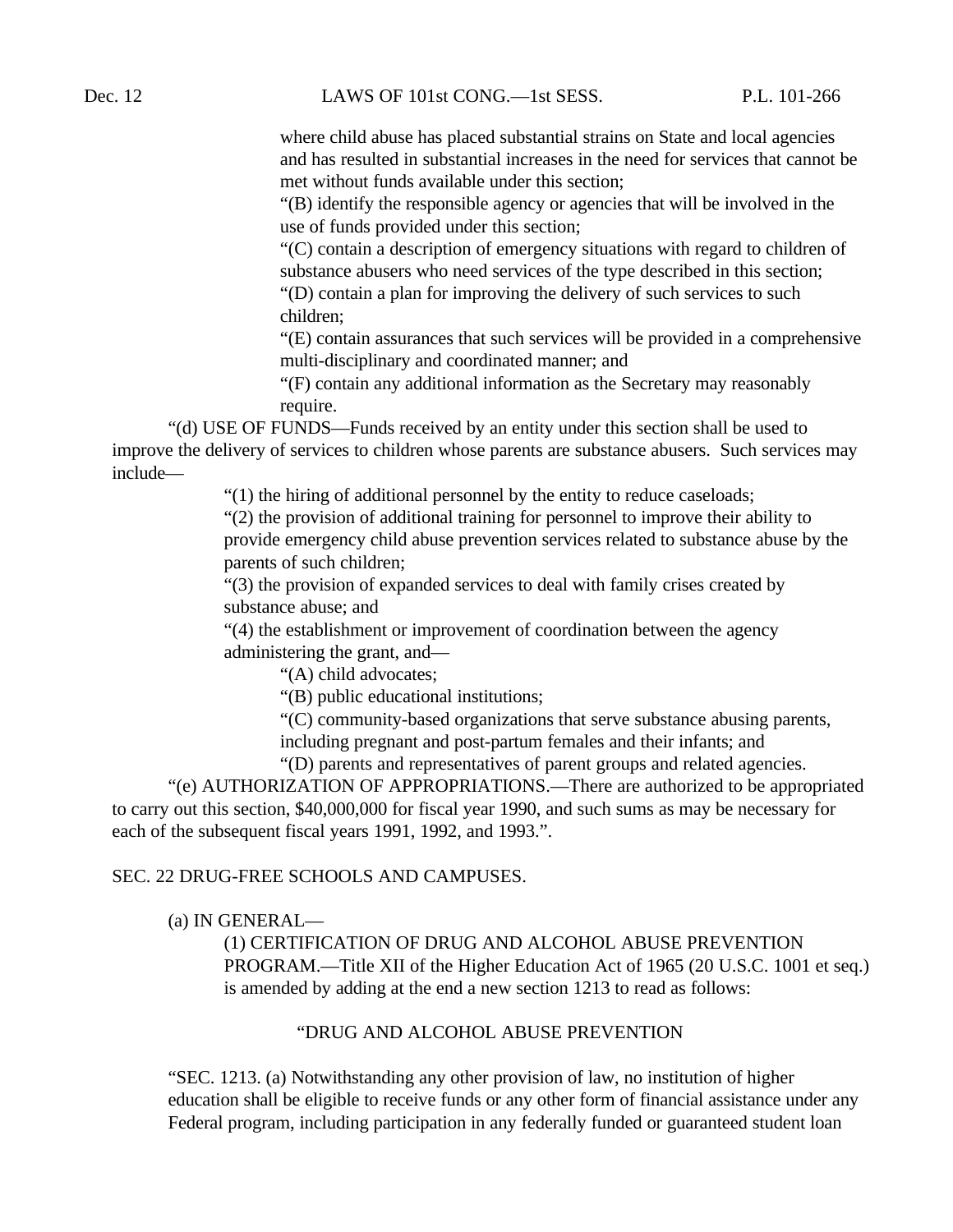where child abuse has placed substantial strains on State and local agencies and has resulted in substantial increases in the need for services that cannot be met without funds available under this section;

"(B) identify the responsible agency or agencies that will be involved in the use of funds provided under this section;

"(C) contain a description of emergency situations with regard to children of substance abusers who need services of the type described in this section;

"(D) contain a plan for improving the delivery of such services to such children;

"(E) contain assurances that such services will be provided in a comprehensive multi-disciplinary and coordinated manner; and

"(F) contain any additional information as the Secretary may reasonably require.

"(d) USE OF FUNDS—Funds received by an entity under this section shall be used to improve the delivery of services to children whose parents are substance abusers. Such services may include—

"(1) the hiring of additional personnel by the entity to reduce caseloads;

"(2) the provision of additional training for personnel to improve their ability to provide emergency child abuse prevention services related to substance abuse by the parents of such children;

"(3) the provision of expanded services to deal with family crises created by substance abuse; and

"(4) the establishment or improvement of coordination between the agency administering the grant, and—

"(A) child advocates;

"(B) public educational institutions;

"(C) community-based organizations that serve substance abusing parents, including pregnant and post-partum females and their infants; and

"(D) parents and representatives of parent groups and related agencies.

"(e) AUTHORIZATION OF APPROPRIATIONS.—There are authorized to be appropriated to carry out this section, $40,000,000 for fiscal year 1990, and such sums as may be necessary for each of the subsequent fiscal years 1991, 1992, and 1993.".

SEC. 22 DRUG-FREE SCHOOLS AND CAMPUSES.

(a) IN GENERAL—

(1) CERTIFICATION OF DRUG AND ALCOHOL ABUSE PREVENTION PROGRAM.—Title XII of the Higher Education Act of 1965 (20 U.S.C. 1001 et seq.) is amended by adding at the end a new section 1213 to read as follows:

"DRUG AND ALCOHOL ABUSE PREVENTION

"SEC. 1213. (a) Notwithstanding any other provision of law, no institution of higher education shall be eligible to receive funds or any other form of financial assistance under any Federal program, including participation in any federally funded or guaranteed student loan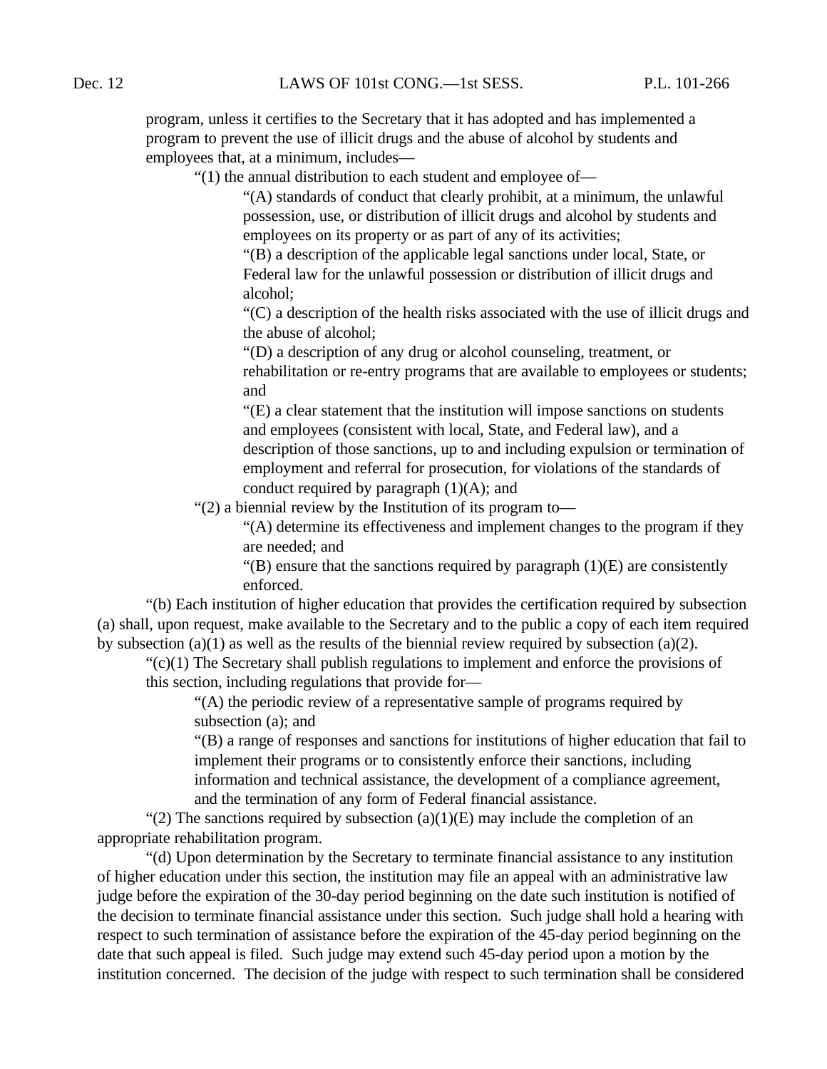program, unless it certifies to the Secretary that it has adopted and has implemented a program to prevent the use of illicit drugs and the abuse of alcohol by students and employees that, at a minimum, includes—

"(1) the annual distribution to each student and employee of—

"(A) standards of conduct that clearly prohibit, at a minimum, the unlawful possession, use, or distribution of illicit drugs and alcohol by students and employees on its property or as part of any of its activities;

"(B) a description of the applicable legal sanctions under local, State, or Federal law for the unlawful possession or distribution of illicit drugs and alcohol;

"(C) a description of the health risks associated with the use of illicit drugs and the abuse of alcohol;

"(D) a description of any drug or alcohol counseling, treatment, or rehabilitation or re-entry programs that are available to employees or students; and

"(E) a clear statement that the institution will impose sanctions on students and employees (consistent with local, State, and Federal law), and a description of those sanctions, up to and including expulsion or termination of employment and referral for prosecution, for violations of the standards of conduct required by paragraph (1)(A); and

"(2) a biennial review by the Institution of its program to—

"(A) determine its effectiveness and implement changes to the program if they are needed; and

"(B) ensure that the sanctions required by paragraph (1)(E) are consistently enforced.

"(b) Each institution of higher education that provides the certification required by subsection (a) shall, upon request, make available to the Secretary and to the public a copy of each item required by subsection (a)(1) as well as the results of the biennial review required by subsection (a)(2).

"(c)(1) The Secretary shall publish regulations to implement and enforce the provisions of this section, including regulations that provide for—

"(A) the periodic review of a representative sample of programs required by subsection (a); and

"(B) a range of responses and sanctions for institutions of higher education that fail to implement their programs or to consistently enforce their sanctions, including information and technical assistance, the development of a compliance agreement, and the termination of any form of Federal financial assistance.

"(2) The sanctions required by subsection (a)(1)(E) may include the completion of an appropriate rehabilitation program.

"(d) Upon determination by the Secretary to terminate financial assistance to any institution of higher education under this section, the institution may file an appeal with an administrative law judge before the expiration of the 30-day period beginning on the date such institution is notified of the decision to terminate financial assistance under this section. Such judge shall hold a hearing with respect to such termination of assistance before the expiration of the 45-day period beginning on the date that such appeal is filed. Such judge may extend such 45-day period upon a motion by the institution concerned. The decision of the judge with respect to such termination shall be considered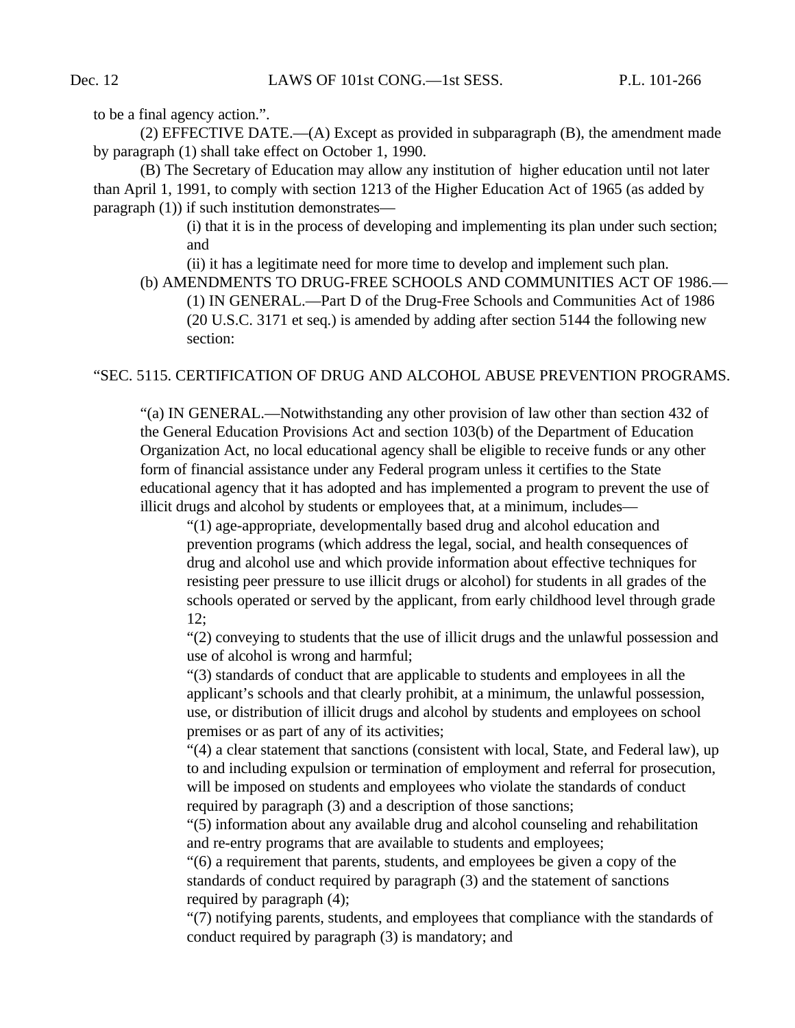to be a final agency action.".

(2) EFFECTIVE DATE.—(A) Except as provided in subparagraph (B), the amendment made by paragraph (1) shall take effect on October 1, 1990.

(B) The Secretary of Education may allow any institution of higher education until not later than April 1, 1991, to comply with section 1213 of the Higher Education Act of 1965 (as added by paragraph (1)) if such institution demonstrates—

(i) that it is in the process of developing and implementing its plan under such section; and

(ii) it has a legitimate need for more time to develop and implement such plan.

(b) AMENDMENTS TO DRUG-FREE SCHOOLS AND COMMUNITIES ACT OF 1986.—

(1) IN GENERAL.—Part D of the Drug-Free Schools and Communities Act of 1986 (20 U.S.C. 3171 et seq.) is amended by adding after section 5144 the following new section:

"SEC. 5115. CERTIFICATION OF DRUG AND ALCOHOL ABUSE PREVENTION PROGRAMS.

"(a) IN GENERAL.—Notwithstanding any other provision of law other than section 432 of the General Education Provisions Act and section 103(b) of the Department of Education Organization Act, no local educational agency shall be eligible to receive funds or any other form of financial assistance under any Federal program unless it certifies to the State educational agency that it has adopted and has implemented a program to prevent the use of illicit drugs and alcohol by students or employees that, at a minimum, includes—

"(1) age-appropriate, developmentally based drug and alcohol education and prevention programs (which address the legal, social, and health consequences of drug and alcohol use and which provide information about effective techniques for resisting peer pressure to use illicit drugs or alcohol) for students in all grades of the schools operated or served by the applicant, from early childhood level through grade 12;

"(2) conveying to students that the use of illicit drugs and the unlawful possession and use of alcohol is wrong and harmful;

"(3) standards of conduct that are applicable to students and employees in all the applicant's schools and that clearly prohibit, at a minimum, the unlawful possession, use, or distribution of illicit drugs and alcohol by students and employees on school premises or as part of any of its activities;

"(4) a clear statement that sanctions (consistent with local, State, and Federal law), up to and including expulsion or termination of employment and referral for prosecution, will be imposed on students and employees who violate the standards of conduct required by paragraph (3) and a description of those sanctions;

"(5) information about any available drug and alcohol counseling and rehabilitation and re-entry programs that are available to students and employees;

"(6) a requirement that parents, students, and employees be given a copy of the standards of conduct required by paragraph (3) and the statement of sanctions required by paragraph (4);

"(7) notifying parents, students, and employees that compliance with the standards of conduct required by paragraph (3) is mandatory; and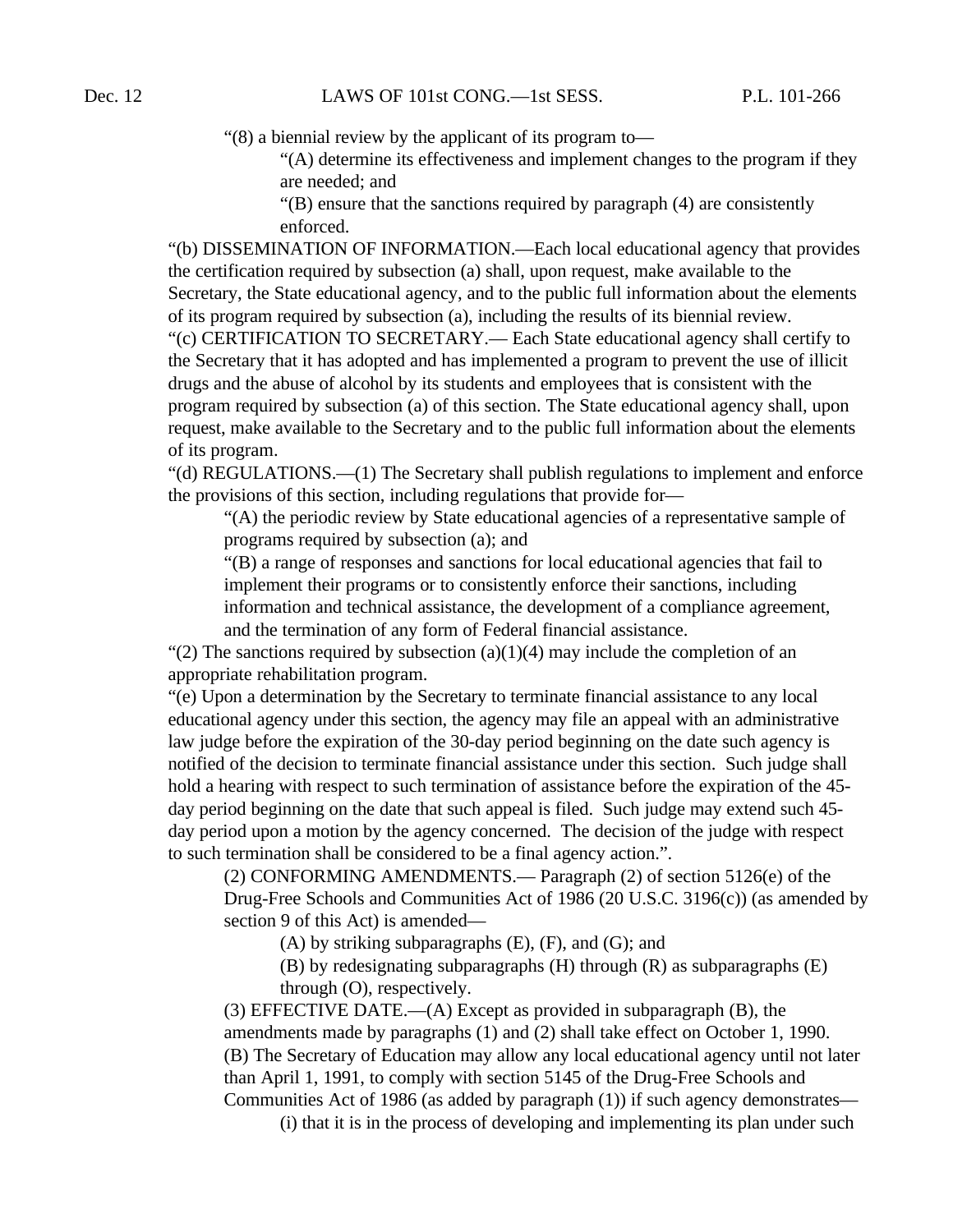"(8) a biennial review by the applicant of its program to—

"(A) determine its effectiveness and implement changes to the program if they are needed; and

"(B) ensure that the sanctions required by paragraph (4) are consistently enforced.

"(b) DISSEMINATION OF INFORMATION.—Each local educational agency that provides the certification required by subsection (a) shall, upon request, make available to the Secretary, the State educational agency, and to the public full information about the elements of its program required by subsection (a), including the results of its biennial review.

"(c) CERTIFICATION TO SECRETARY.— Each State educational agency shall certify to the Secretary that it has adopted and has implemented a program to prevent the use of illicit drugs and the abuse of alcohol by its students and employees that is consistent with the program required by subsection (a) of this section. The State educational agency shall, upon request, make available to the Secretary and to the public full information about the elements of its program.

"(d) REGULATIONS.—(1) The Secretary shall publish regulations to implement and enforce the provisions of this section, including regulations that provide for—

"(A) the periodic review by State educational agencies of a representative sample of programs required by subsection (a); and

"(B) a range of responses and sanctions for local educational agencies that fail to implement their programs or to consistently enforce their sanctions, including information and technical assistance, the development of a compliance agreement, and the termination of any form of Federal financial assistance.

"(2) The sanctions required by subsection (a)(1)(4) may include the completion of an appropriate rehabilitation program.

"(e) Upon a determination by the Secretary to terminate financial assistance to any local educational agency under this section, the agency may file an appeal with an administrative law judge before the expiration of the 30-day period beginning on the date such agency is notified of the decision to terminate financial assistance under this section. Such judge shall hold a hearing with respect to such termination of assistance before the expiration of the 45-day period beginning on the date that such appeal is filed. Such judge may extend such 45-day period upon a motion by the agency concerned. The decision of the judge with respect to such termination shall be considered to be a final agency action.".

(2) CONFORMING AMENDMENTS.— Paragraph (2) of section 5126(e) of the Drug-Free Schools and Communities Act of 1986 (20 U.S.C. 3196(c)) (as amended by section 9 of this Act) is amended—

(A) by striking subparagraphs (E), (F), and (G); and

(B) by redesignating subparagraphs (H) through (R) as subparagraphs (E) through (O), respectively.

(3) EFFECTIVE DATE.—(A) Except as provided in subparagraph (B), the amendments made by paragraphs (1) and (2) shall take effect on October 1, 1990.

(B) The Secretary of Education may allow any local educational agency until not later than April 1, 1991, to comply with section 5145 of the Drug-Free Schools and Communities Act of 1986 (as added by paragraph (1)) if such agency demonstrates—

(i) that it is in the process of developing and implementing its plan under such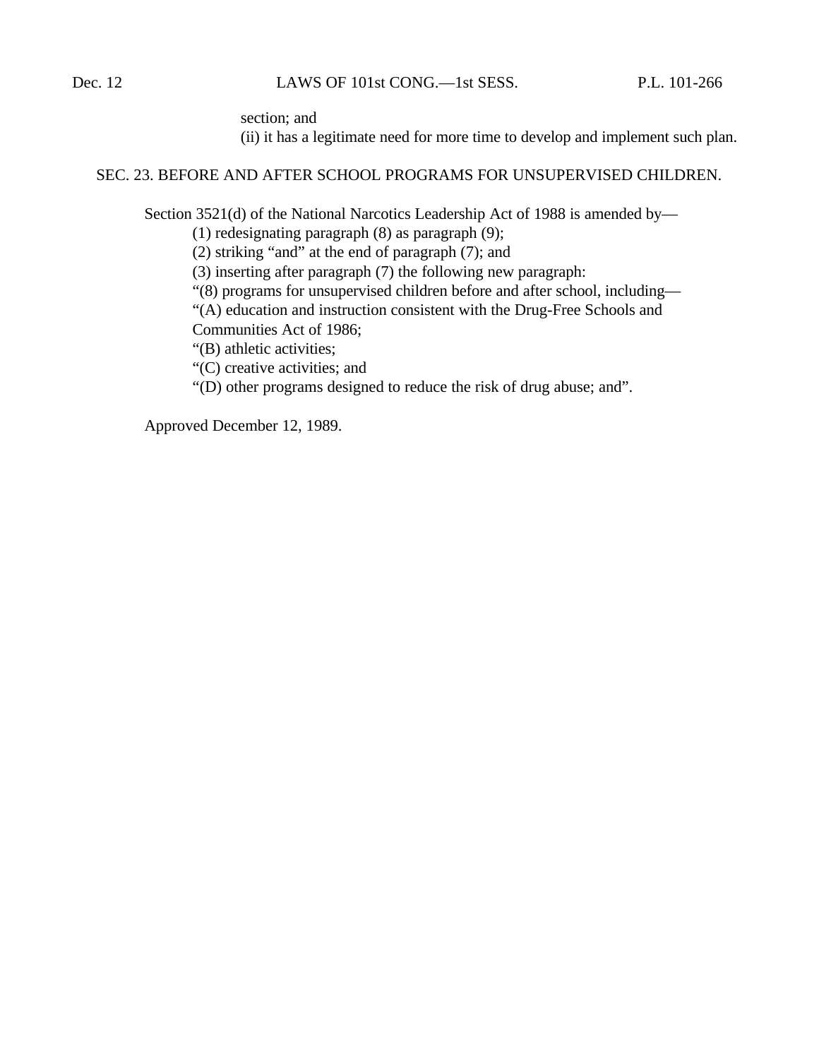section; and

(ii) it has a legitimate need for more time to develop and implement such plan.

## SEC. 23. BEFORE AND AFTER SCHOOL PROGRAMS FOR UNSUPERVISED CHILDREN.

Section 3521(d) of the National Narcotics Leadership Act of 1988 is amended by—

(1) redesignating paragraph (8) as paragraph (9);

(2) striking “and” at the end of paragraph (7); and

(3) inserting after paragraph (7) the following new paragraph:

“(8) programs for unsupervised children before and after school, including—

“(A) education and instruction consistent with the Drug-Free Schools and Communities Act of 1986;

“(B) athletic activities;

“(C) creative activities; and

“(D) other programs designed to reduce the risk of drug abuse; and”.

Approved December 12, 1989.